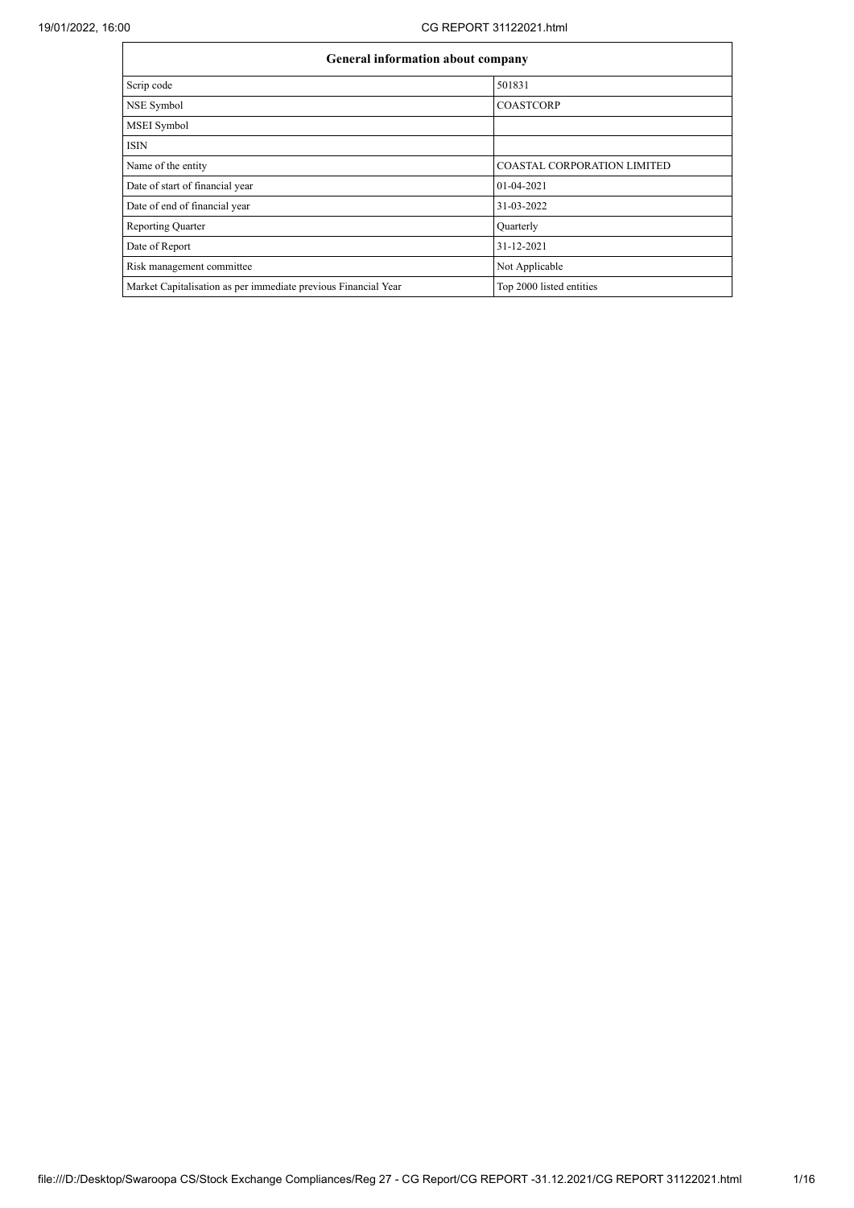| General information about company | |
|---|---|
| Scrip code | 501831 |
| NSE Symbol | COASTCORP |
| MSEI Symbol | |
| ISIN | |
| Name of the entity | COASTAL CORPORATION LIMITED |
| Date of start of financial year | 01-04-2021 |
| Date of end of financial year | 31-03-2022 |
| Reporting Quarter | Quarterly |
| Date of Report | 31-12-2021 |
| Risk management committee | Not Applicable |
| Market Capitalisation as per immediate previous Financial Year | Top 2000 listed entities |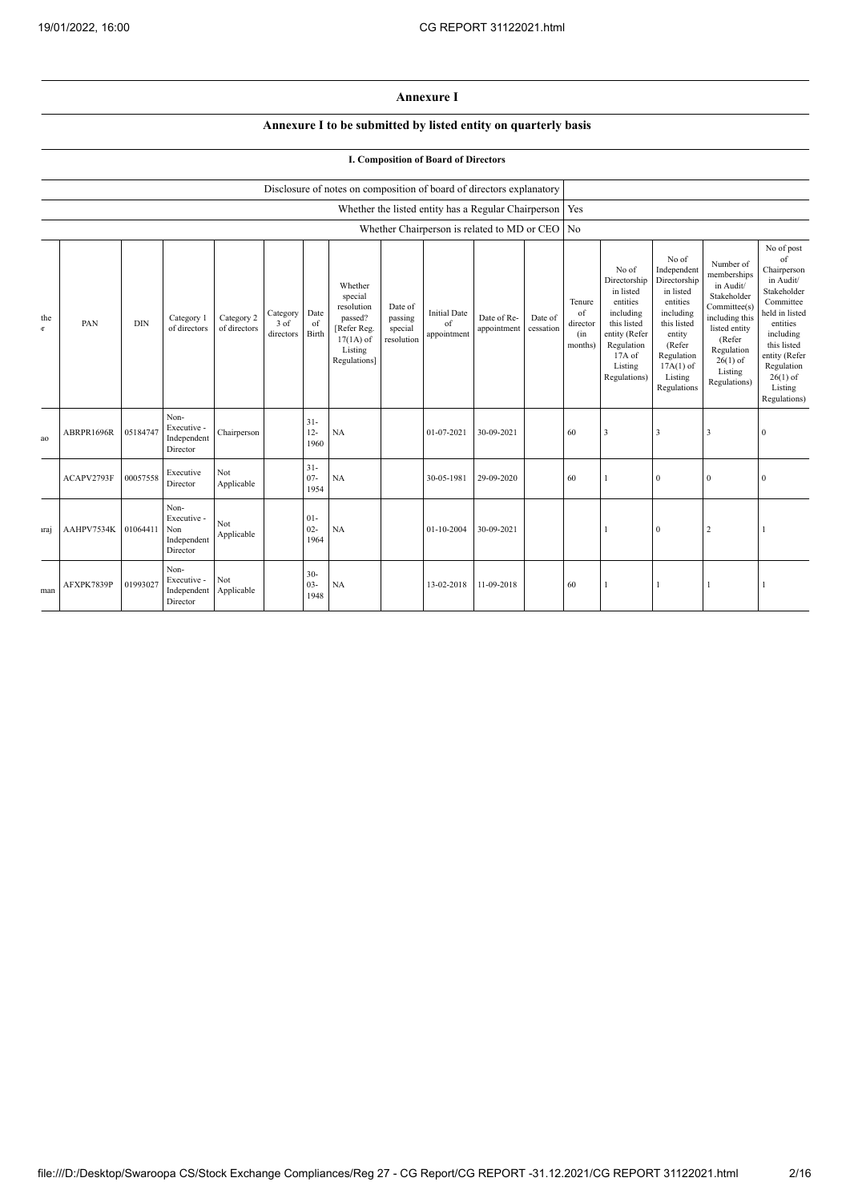# Annexure I

## Annexure I to be submitted by listed entity on quarterly basis

### I. Composition of Board of Directors

| Disclosure of notes on composition of board of directors explanatory | |
|---|---|
| Whether the listed entity has a Regular Chairperson | Yes |
| Whether Chairperson is related to MD or CEO | No |

| the r | PAN | DIN | Category 1 of directors | Category 2 of directors | Category 3 of directors | Date of Birth | Whether special resolution passed? [Refer Reg. 17(1A) of Listing Regulations] | Date of passing special resolution | Initial Date of appointment | Date of Re-appointment | Date of cessation | Tenure of director (in months) | No of Directorship in listed entities including this listed entity (Refer Regulation 17A of Listing Regulations) | No of Independent Directorship in listed entities including this listed entity (Refer Regulation 17A(1) of Listing Regulations | Number of memberships in Audit/ Stakeholder Committee(s) including this listed entity (Refer Regulation 26(1) of Listing Regulations) | No of post of Chairperson in Audit/ Stakeholder Committee held in listed entities including this listed entity (Refer Regulation 26(1) of Listing Regulations) |
|---|---|---|---|---|---|---|---|---|---|---|---|---|---|---|---|---|
| ao | ABRPR1696R | 05184747 | Non-Executive - Independent Director | Chairperson | | 31-12-1960 | NA | | 01-07-2021 | 30-09-2021 | | 60 | 3 | 3 | 3 | 0 |
| | ACAPV2793F | 00057558 | Executive Director | Not Applicable | | 31-07-1954 | NA | | 30-05-1981 | 29-09-2020 | | 60 | 1 | 0 | 0 | 0 |
| araj | AAHPV7534K | 01064411 | Non-Executive - Non Independent Director | Not Applicable | | 01-02-1964 | NA | | 01-10-2004 | 30-09-2021 | | | 1 | 0 | 2 | 1 |
| man | AFXPK7839P | 01993027 | Non-Executive - Independent Director | Not Applicable | | 30-03-1948 | NA | | 13-02-2018 | 11-09-2018 | | 60 | 1 | 1 | 1 | 1 |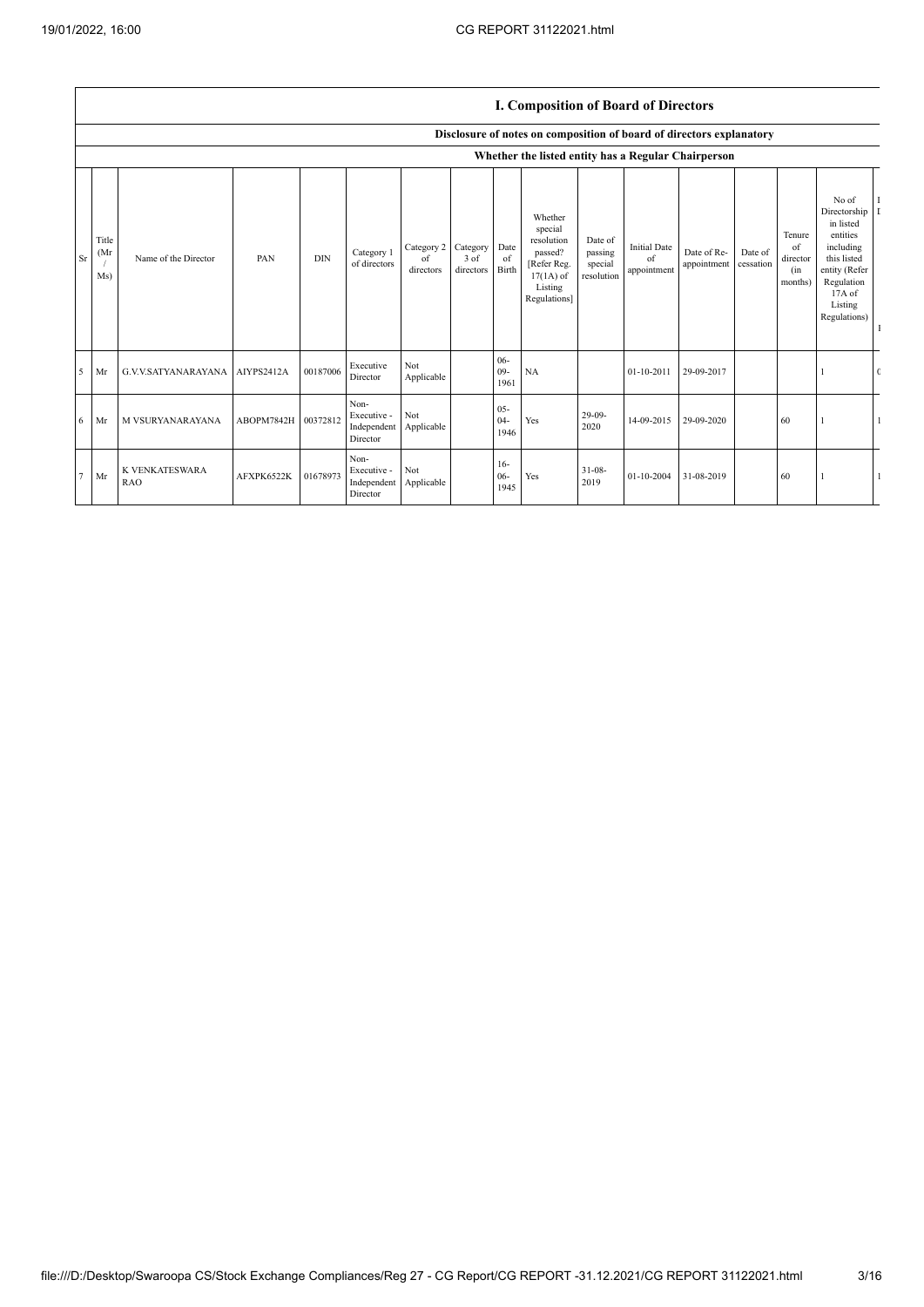# I. Composition of Board of Directors

## Disclosure of notes on composition of board of directors explanatory

### Whether the listed entity has a Regular Chairperson

| Sr | Title (Mr / Ms) | Name of the Director | PAN | DIN | Category 1 of directors | Category 2 of directors | Category 3 of directors | Date of Birth | Whether special resolution passed? [Refer Reg. 17(1A) of Listing Regulations] | Date of passing special resolution | Initial Date of appointment | Date of Re-appointment | Date of cessation | Tenure of director (in months) | No of Directorship in listed entities including this listed entity (Refer Regulation 17A of Listing Regulations) |
|---|---|---|---|---|---|---|---|---|---|---|---|---|---|---|---|
| 5 | Mr | G.V.V.SATYANARAYANA | AIYPS2412A | 00187006 | Executive Director | Not Applicable | | 06-09-1961 | NA | | 01-10-2011 | 29-09-2017 | | | 1 |
| 6 | Mr | M VSURYANARAYANA | ABOPM7842H | 00372812 | Non-Executive - Independent Director | Not Applicable | | 05-04-1946 | Yes | 29-09-2020 | 14-09-2015 | 29-09-2020 | | 60 | 1 |
| 7 | Mr | K VENKATESWARA RAO | AFXPK6522K | 01678973 | Non-Executive - Independent Director | Not Applicable | | 16-06-1945 | Yes | 31-08-2019 | 01-10-2004 | 31-08-2019 | | 60 | 1 |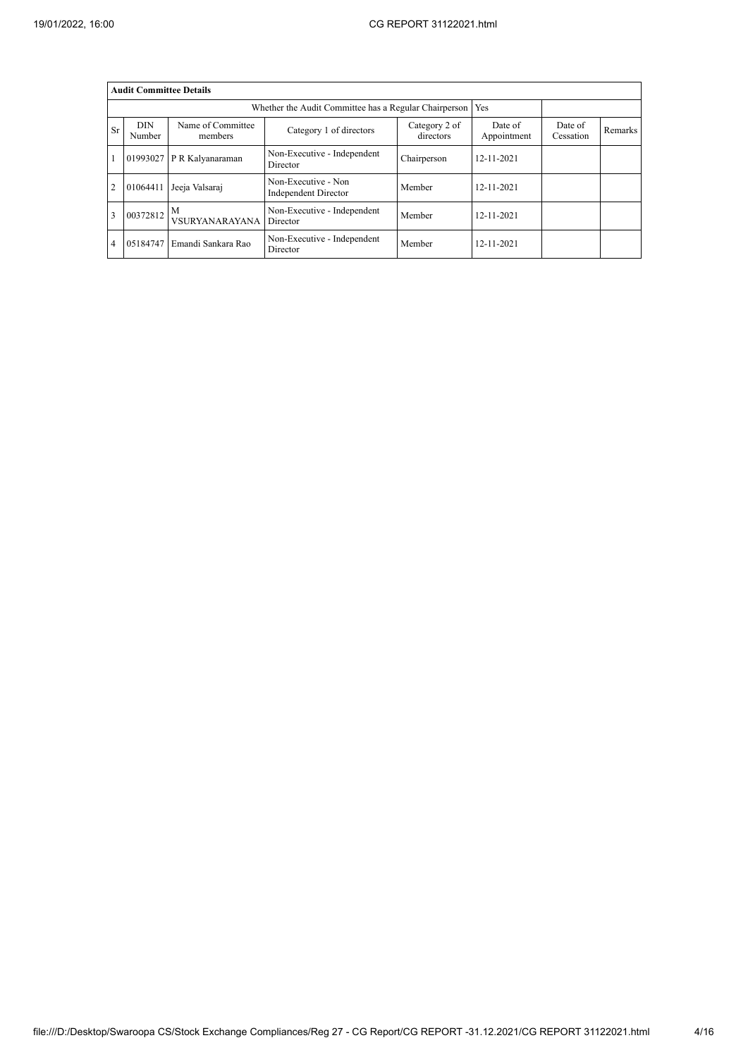| Audit Committee Details | | | | | | | | |
|---|---|---|---|---|---|---|---|---|
| Whether the Audit Committee has a Regular Chairperson | | | | | Yes | | | |
| Sr | DIN Number | Name of Committee members | Category 1 of directors | Category 2 of directors | Date of Appointment | Date of Cessation | Remarks |
| 1 | 01993027 | P R Kalyanaraman | Non-Executive - Independent Director | Chairperson | 12-11-2021 | | |
| 2 | 01064411 | Jeeja Valsaraj | Non-Executive - Non Independent Director | Member | 12-11-2021 | | |
| 3 | 00372812 | M VSURYANARAYANA | Non-Executive - Independent Director | Member | 12-11-2021 | | |
| 4 | 05184747 | Emandi Sankara Rao | Non-Executive - Independent Director | Member | 12-11-2021 | | |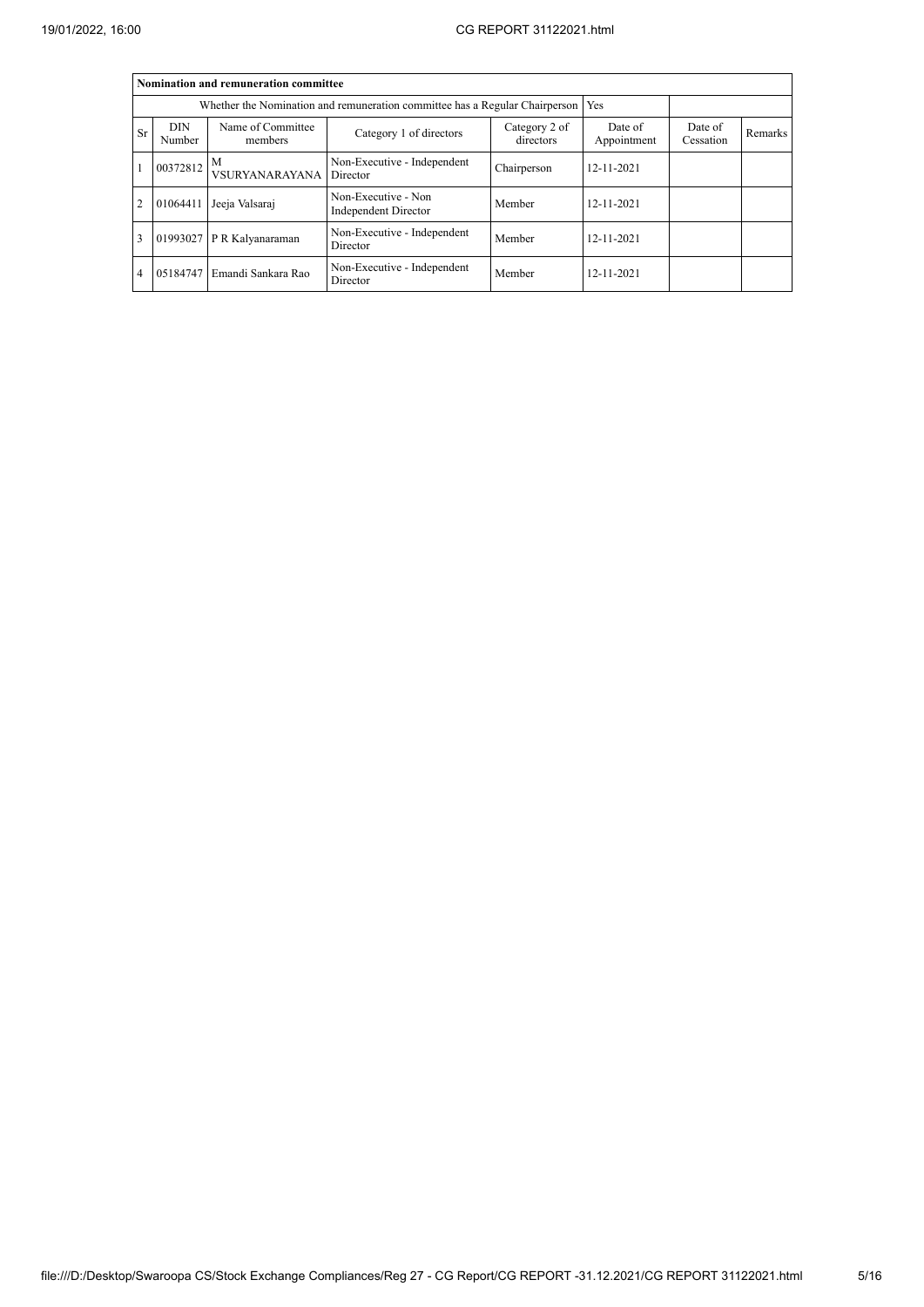| Nomination and remuneration committee | | | | | | | |
|---|---|---|---|---|---|---|---|
| Whether the Nomination and remuneration committee has a Regular Chairperson | | | | | Yes | | |
| Sr | DIN Number | Name of Committee members | Category 1 of directors | Category 2 of directors | Date of Appointment | Date of Cessation | Remarks |
| 1 | 00372812 | M VSURYANARAYANA | Non-Executive - Independent Director | Chairperson | 12-11-2021 | | |
| 2 | 01064411 | Jeeja Valsaraj | Non-Executive - Non Independent Director | Member | 12-11-2021 | | |
| 3 | 01993027 | P R Kalyanaraman | Non-Executive - Independent Director | Member | 12-11-2021 | | |
| 4 | 05184747 | Emandi Sankara Rao | Non-Executive - Independent Director | Member | 12-11-2021 | | |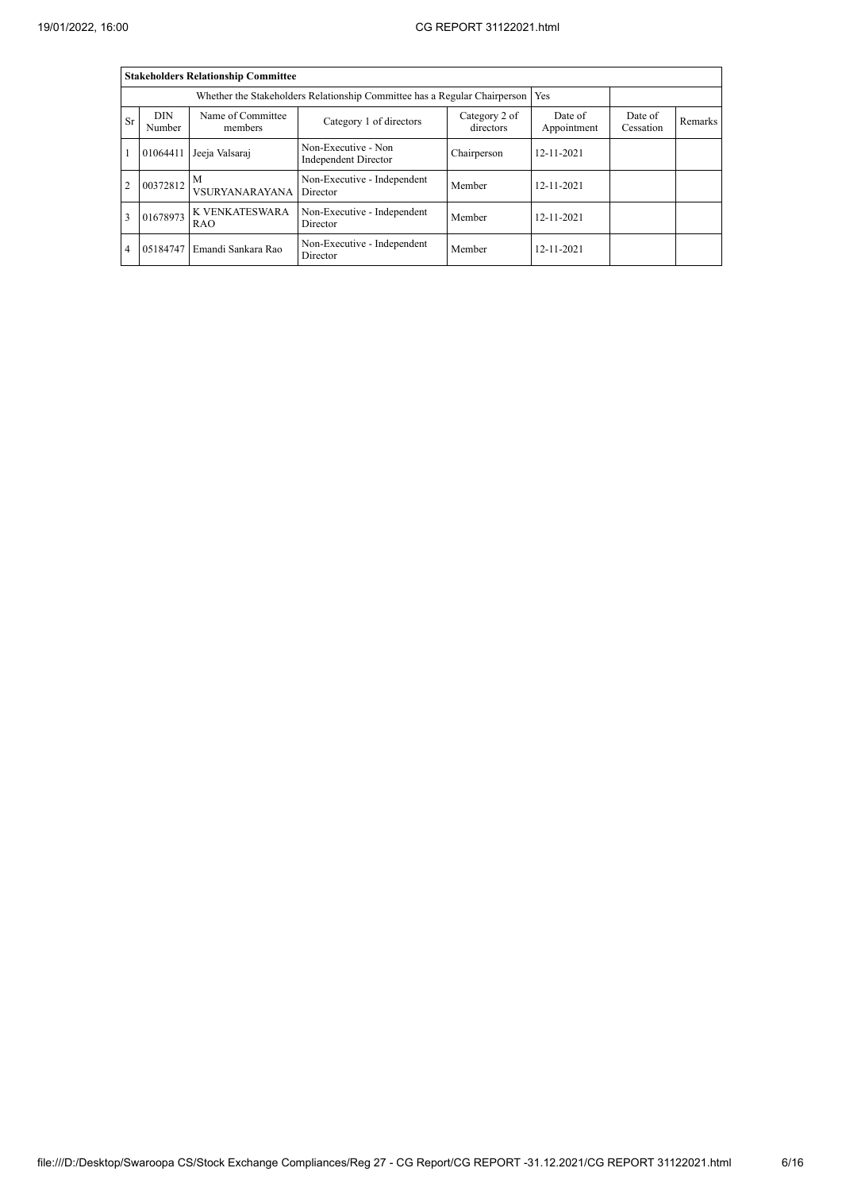| Stakeholders Relationship Committee | | | | | | | |
|---|---|---|---|---|---|---|---|
| Whether the Stakeholders Relationship Committee has a Regular Chairperson | | | | | Yes | | |
| Sr | DIN Number | Name of Committee members | Category 1 of directors | Category 2 of directors | Date of Appointment | Date of Cessation | Remarks |
| 1 | 01064411 | Jeeja Valsaraj | Non-Executive - Non Independent Director | Chairperson | 12-11-2021 | | |
| 2 | 00372812 | M VSURYANARAYANA | Non-Executive - Independent Director | Member | 12-11-2021 | | |
| 3 | 01678973 | K VENKATESWARA RAO | Non-Executive - Independent Director | Member | 12-11-2021 | | |
| 4 | 05184747 | Emandi Sankara Rao | Non-Executive - Independent Director | Member | 12-11-2021 | | |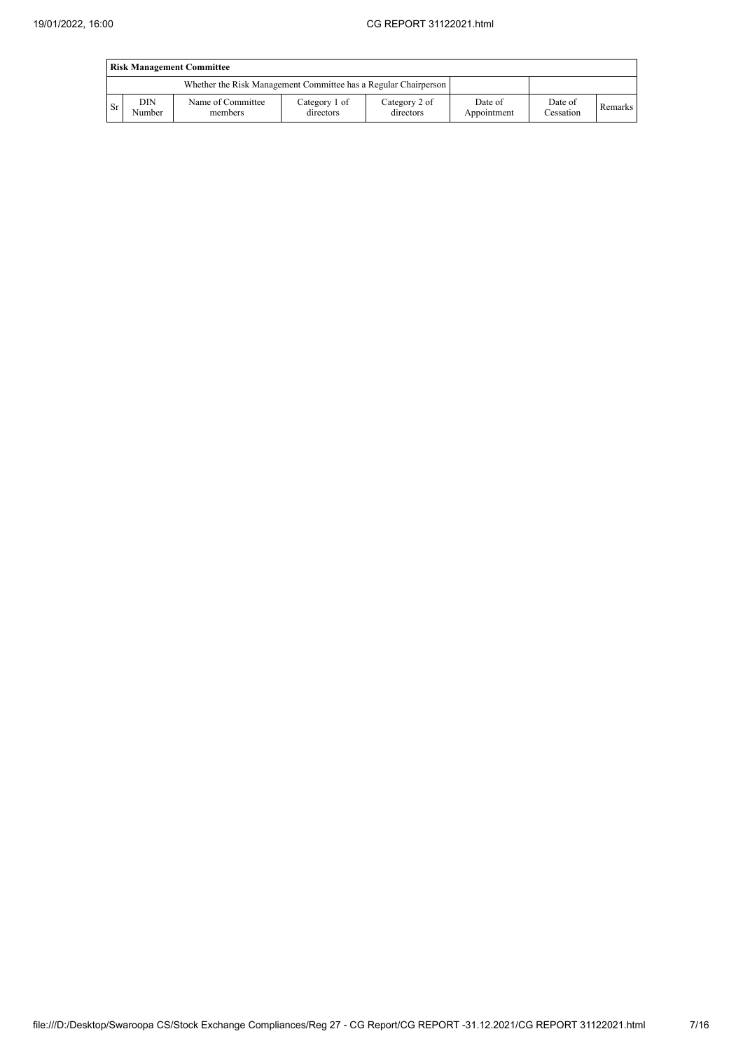| Risk Management Committee | | | | | | | |
|---|---|---|---|---|---|---|---|
| Whether the Risk Management Committee has a Regular Chairperson | | | | | | | |
| Sr | DIN Number | Name of Committee members | Category 1 of directors | Category 2 of directors | Date of Appointment | Date of Cessation | Remarks |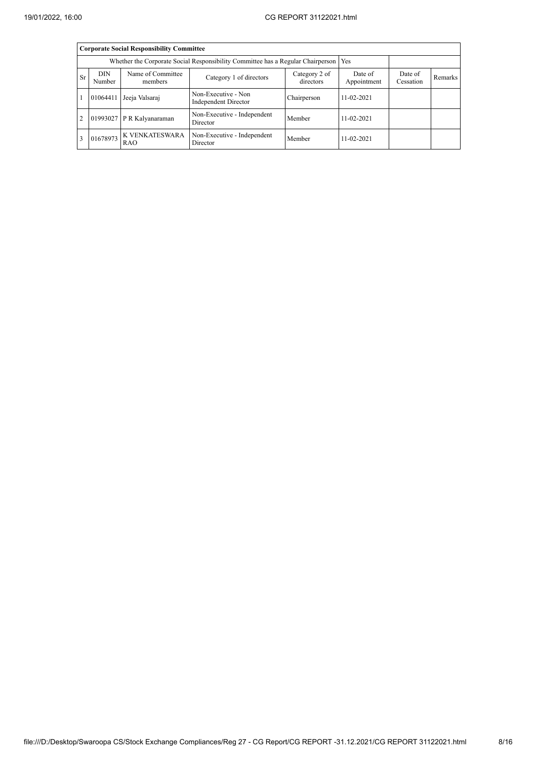| Corporate Social Responsibility Committee | | | | | | | |
|---|---|---|---|---|---|---|---|
| Whether the Corporate Social Responsibility Committee has a Regular Chairperson | | | | | Yes | | |
| Sr | DIN Number | Name of Committee members | Category 1 of directors | Category 2 of directors | Date of Appointment | Date of Cessation | Remarks |
| 1 | 01064411 | Jeeja Valsaraj | Non-Executive - Non Independent Director | Chairperson | 11-02-2021 | | |
| 2 | 01993027 | P R Kalyanaraman | Non-Executive - Independent Director | Member | 11-02-2021 | | |
| 3 | 01678973 | K VENKATESWARA RAO | Non-Executive - Independent Director | Member | 11-02-2021 | | |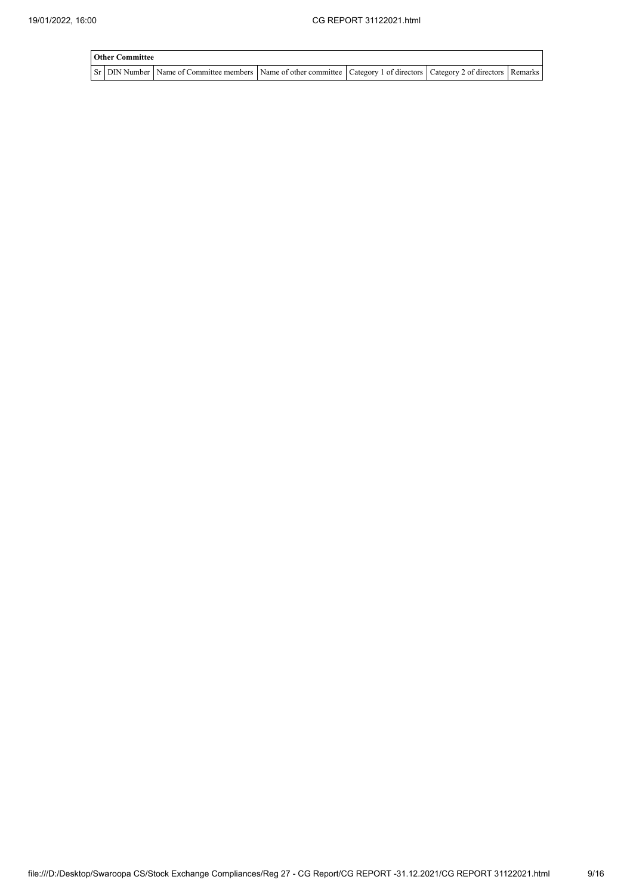| Other Committee | | | | | | |
|---|---|---|---|---|---|---|
| Sr | DIN Number | Name of Committee members | Name of other committee | Category 1 of directors | Category 2 of directors | Remarks |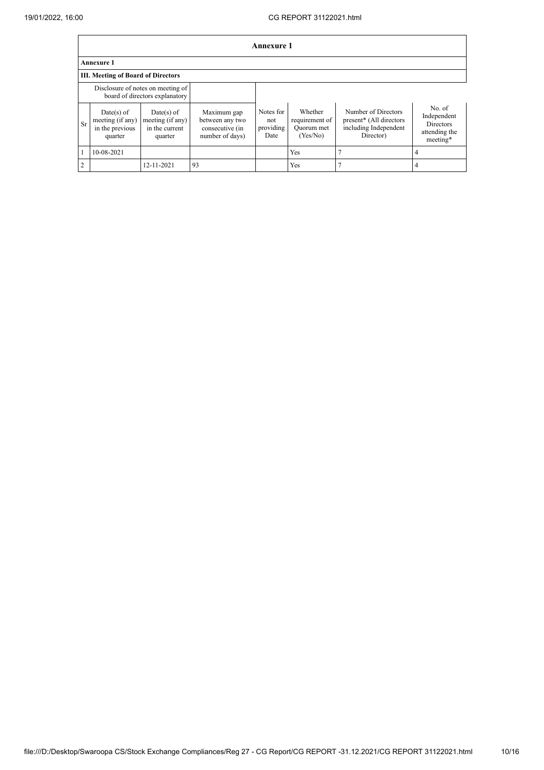## Annexure 1

### Annexure 1

### III. Meeting of Board of Directors

| Disclosure of notes on meeting of board of directors explanatory | | | | | | | |
|---|---|---|---|---|---|---|---|
| Sr | Date(s) of meeting (if any) in the previous quarter | Date(s) of meeting (if any) in the current quarter | Maximum gap between any two consecutive (in number of days) | Notes for not providing Date | Whether requirement of Quorum met (Yes/No) | Number of Directors present* (All directors including Independent Director) | No. of Independent Directors attending the meeting* |
| 1 | 10-08-2021 | | | | Yes | 7 | 4 |
| 2 | | 12-11-2021 | 93 | | Yes | 7 | 4 |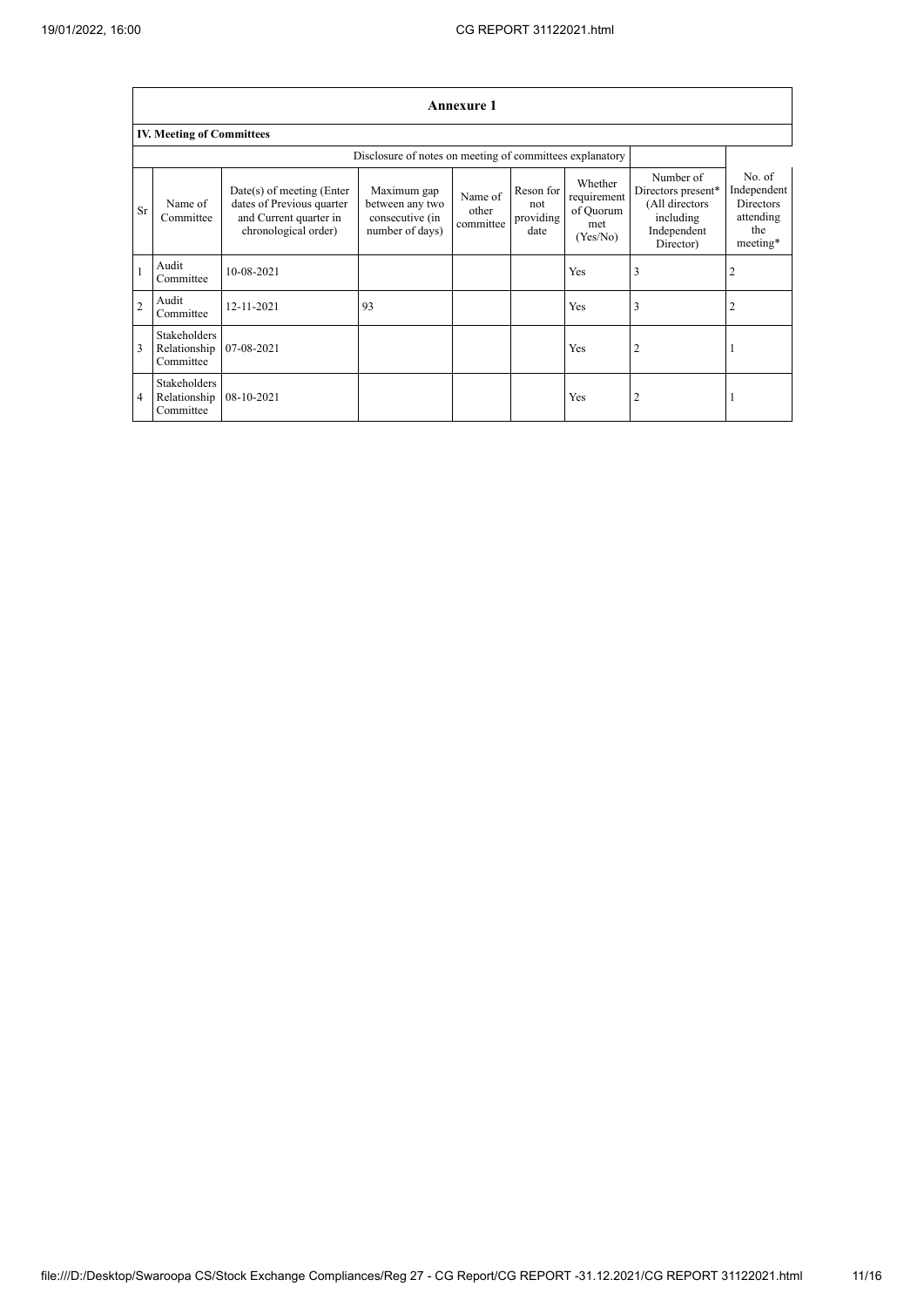## Annexure 1

### IV. Meeting of Committees

Disclosure of notes on meeting of committees explanatory

| Sr | Name of Committee | Date(s) of meeting (Enter dates of Previous quarter and Current quarter in chronological order) | Maximum gap between any two consecutive (in number of days) | Name of other committee | Reson for not providing date | Whether requirement of Quorum met (Yes/No) | Number of Directors present* (All directors including Independent Director) | No. of Independent Directors attending the meeting* |
|---|---|---|---|---|---|---|---|---|
| 1 | Audit Committee | 10-08-2021 | | | | Yes | 3 | 2 |
| 2 | Audit Committee | 12-11-2021 | 93 | | | Yes | 3 | 2 |
| 3 | Stakeholders Relationship Committee | 07-08-2021 | | | | Yes | 2 | 1 |
| 4 | Stakeholders Relationship Committee | 08-10-2021 | | | | Yes | 2 | 1 |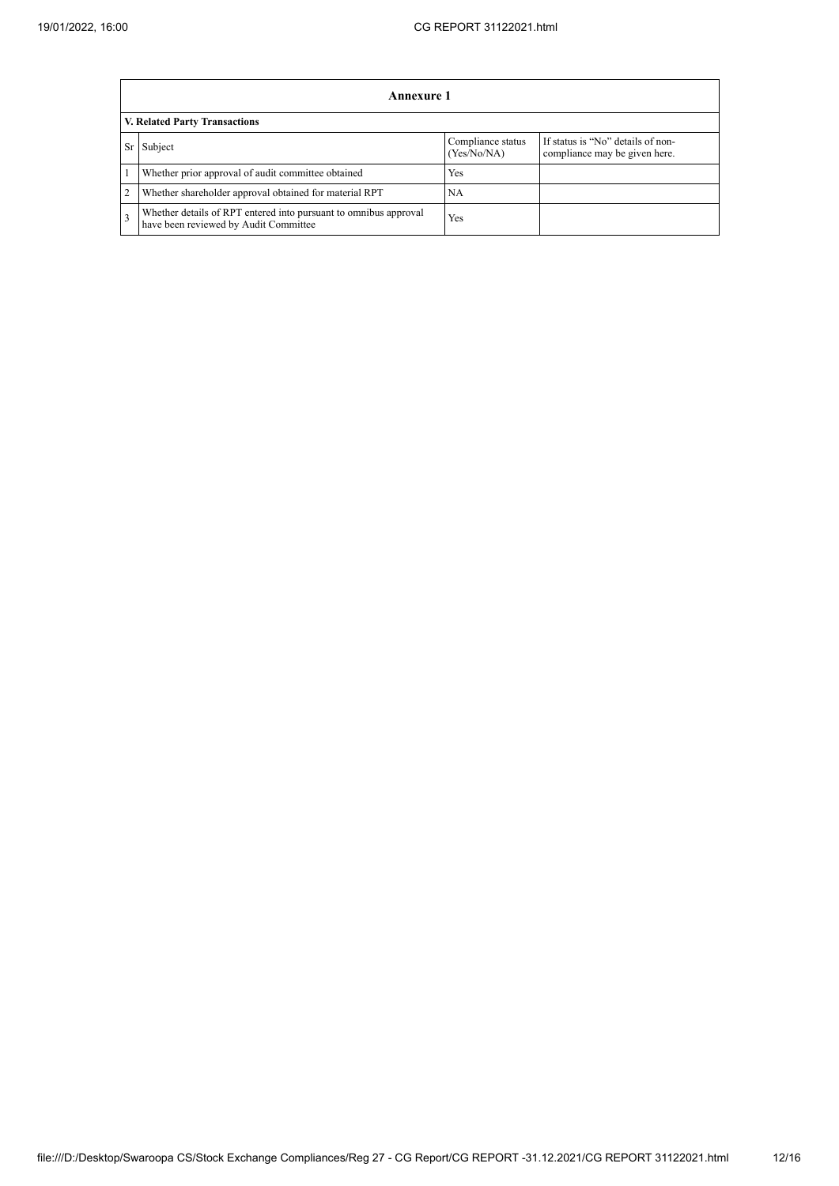| Annexure 1 | | | |
|---|---|---|---|
| **V. Related Party Transactions** | | | |
| Sr | Subject | Compliance status (Yes/No/NA) | If status is "No" details of non-compliance may be given here. |
| 1 | Whether prior approval of audit committee obtained | Yes | |
| 2 | Whether shareholder approval obtained for material RPT | NA | |
| 3 | Whether details of RPT entered into pursuant to omnibus approval have been reviewed by Audit Committee | Yes | |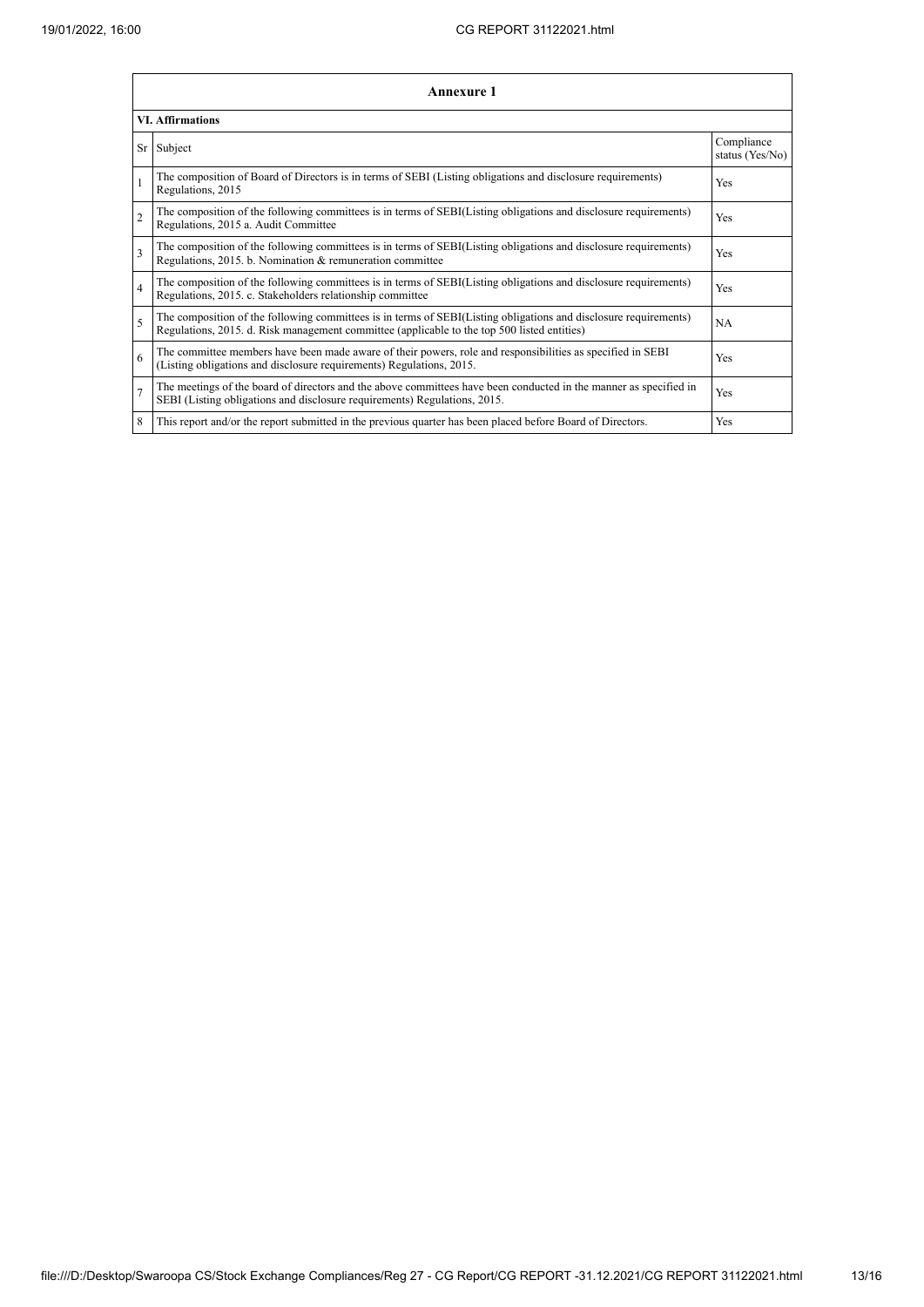## Annexure 1

### VI. Affirmations

| Sr | Subject | Compliance status (Yes/No) |
|---|---|---|
| 1 | The composition of Board of Directors is in terms of SEBI (Listing obligations and disclosure requirements) Regulations, 2015 | Yes |
| 2 | The composition of the following committees is in terms of SEBI(Listing obligations and disclosure requirements) Regulations, 2015 a. Audit Committee | Yes |
| 3 | The composition of the following committees is in terms of SEBI(Listing obligations and disclosure requirements) Regulations, 2015. b. Nomination & remuneration committee | Yes |
| 4 | The composition of the following committees is in terms of SEBI(Listing obligations and disclosure requirements) Regulations, 2015. c. Stakeholders relationship committee | Yes |
| 5 | The composition of the following committees is in terms of SEBI(Listing obligations and disclosure requirements) Regulations, 2015. d. Risk management committee (applicable to the top 500 listed entities) | NA |
| 6 | The committee members have been made aware of their powers, role and responsibilities as specified in SEBI (Listing obligations and disclosure requirements) Regulations, 2015. | Yes |
| 7 | The meetings of the board of directors and the above committees have been conducted in the manner as specified in SEBI (Listing obligations and disclosure requirements) Regulations, 2015. | Yes |
| 8 | This report and/or the report submitted in the previous quarter has been placed before Board of Directors. | Yes |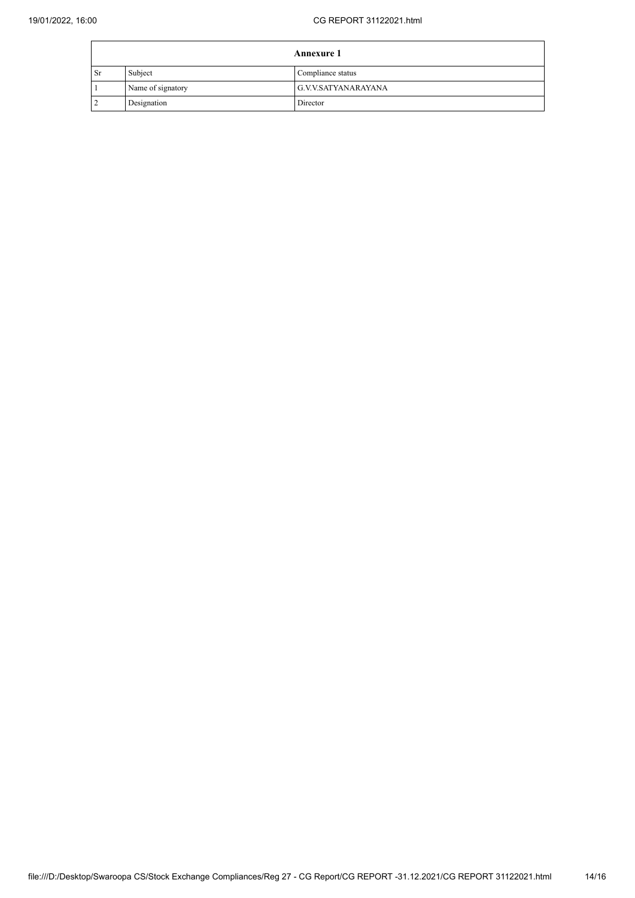| Annexure 1 | | |
|---|---|---|
| Sr | Subject | Compliance status |
| 1 | Name of signatory | G.V.V.SATYANARAYANA |
| 2 | Designation | Director |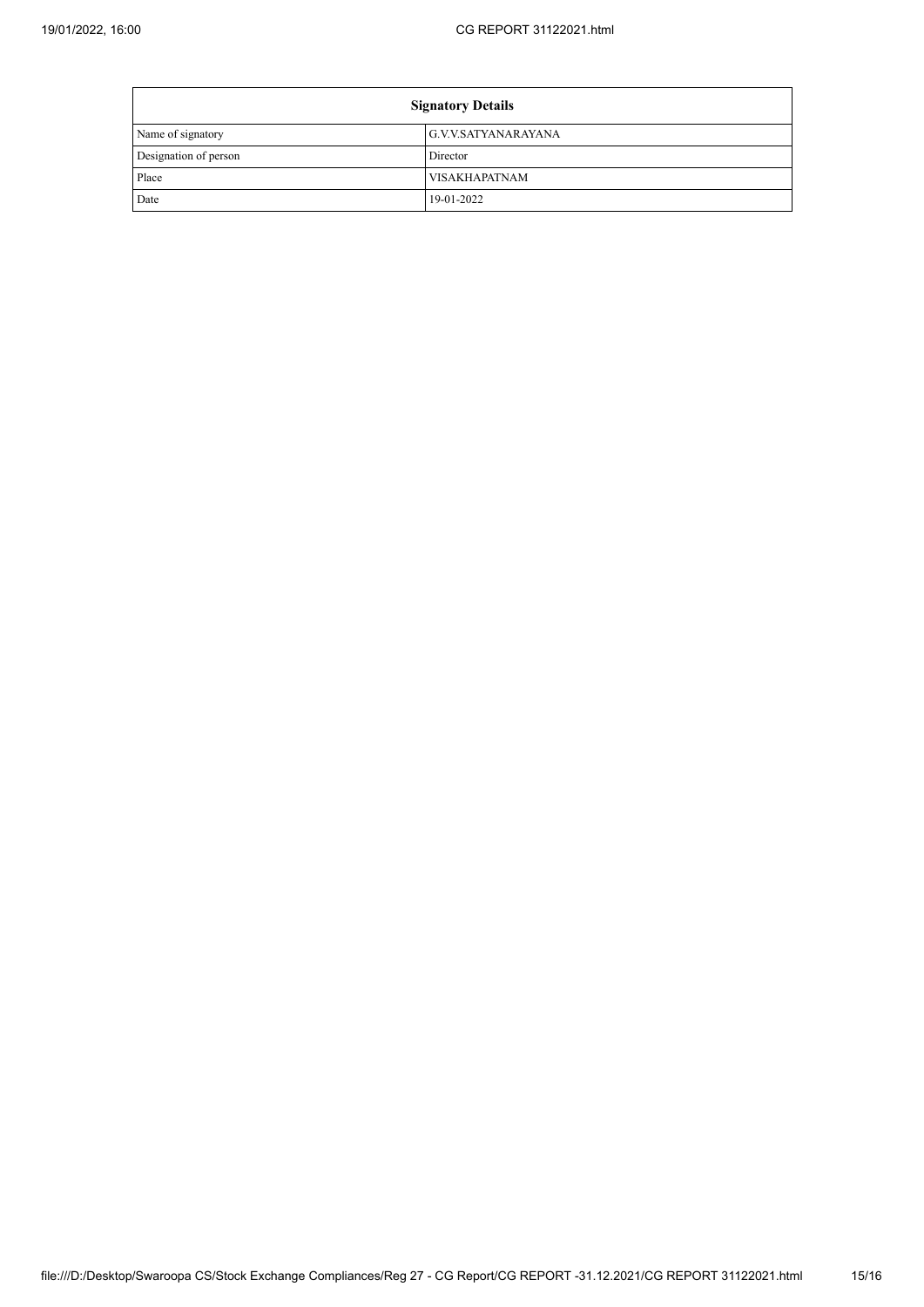| Signatory Details | |
|---|---|
| Name of signatory | G.V.V.SATYANARAYANA |
| Designation of person | Director |
| Place | VISAKHAPATNAM |
| Date | 19-01-2022 |